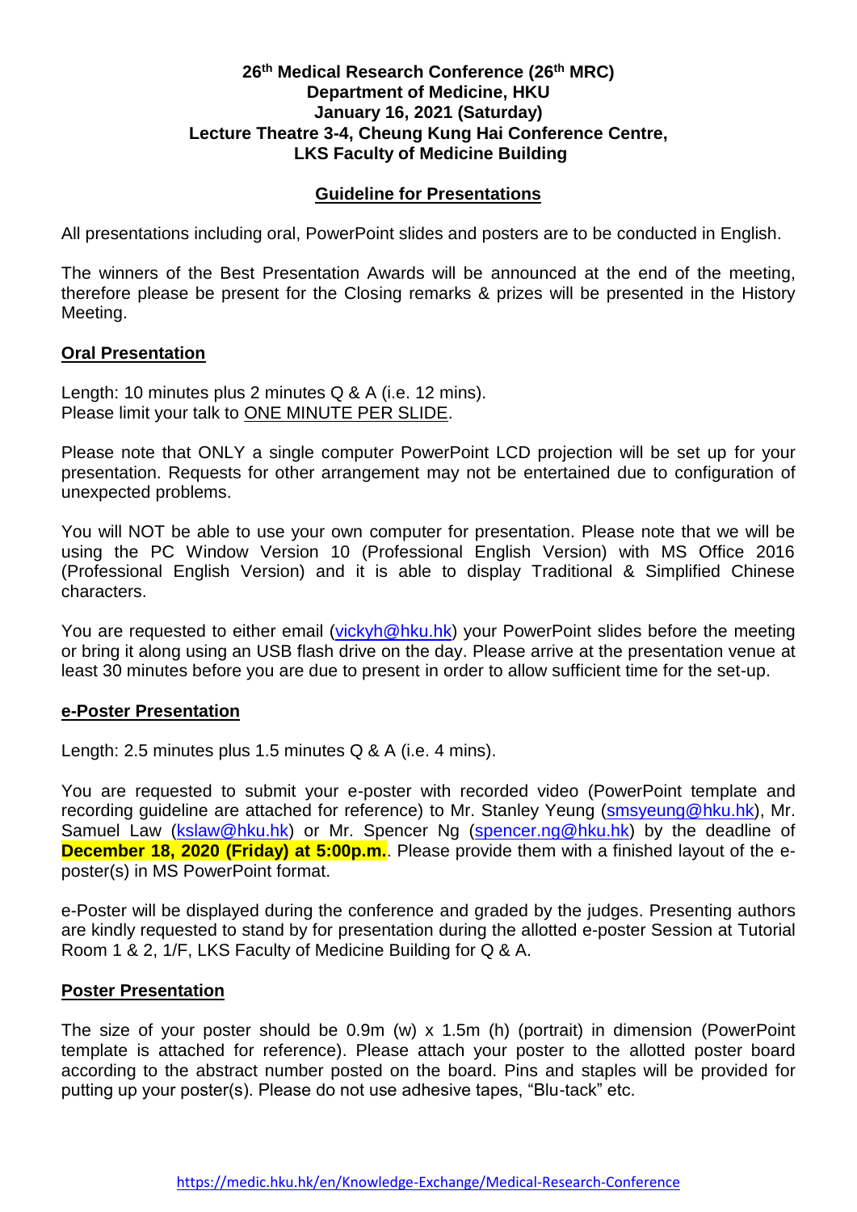**26th Medical Research Conference (26th MRC)**
**Department of Medicine, HKU**
**January 16, 2021 (Saturday)**
**Lecture Theatre 3-4, Cheung Kung Hai Conference Centre,**
**LKS Faculty of Medicine Building**

## Guideline for Presentations

All presentations including oral, PowerPoint slides and posters are to be conducted in English.

The winners of the Best Presentation Awards will be announced at the end of the meeting, therefore please be present for the Closing remarks & prizes will be presented in the History Meeting.

### Oral Presentation

Length: 10 minutes plus 2 minutes Q & A (i.e. 12 mins).
Please limit your talk to ONE MINUTE PER SLIDE.

Please note that ONLY a single computer PowerPoint LCD projection will be set up for your presentation. Requests for other arrangement may not be entertained due to configuration of unexpected problems.

You will NOT be able to use your own computer for presentation. Please note that we will be using the PC Window Version 10 (Professional English Version) with MS Office 2016 (Professional English Version) and it is able to display Traditional & Simplified Chinese characters.

You are requested to either email (vickyh@hku.hk) your PowerPoint slides before the meeting or bring it along using an USB flash drive on the day. Please arrive at the presentation venue at least 30 minutes before you are due to present in order to allow sufficient time for the set-up.

### e-Poster Presentation

Length: 2.5 minutes plus 1.5 minutes Q & A (i.e. 4 mins).

You are requested to submit your e-poster with recorded video (PowerPoint template and recording guideline are attached for reference) to Mr. Stanley Yeung (smsyeung@hku.hk), Mr. Samuel Law (kslaw@hku.hk) or Mr. Spencer Ng (spencer.ng@hku.hk) by the deadline of **December 18, 2020 (Friday) at 5:00p.m.**. Please provide them with a finished layout of the e-poster(s) in MS PowerPoint format.

e-Poster will be displayed during the conference and graded by the judges. Presenting authors are kindly requested to stand by for presentation during the allotted e-poster Session at Tutorial Room 1 & 2, 1/F, LKS Faculty of Medicine Building for Q & A.

### Poster Presentation

The size of your poster should be 0.9m (w) x 1.5m (h) (portrait) in dimension (PowerPoint template is attached for reference). Please attach your poster to the allotted poster board according to the abstract number posted on the board. Pins and staples will be provided for putting up your poster(s). Please do not use adhesive tapes, "Blu-tack" etc.

https://medic.hku.hk/en/Knowledge-Exchange/Medical-Research-Conference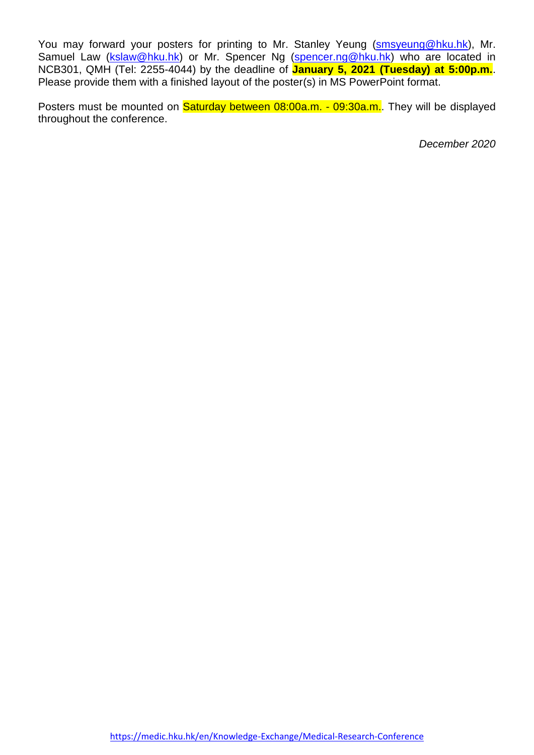You may forward your posters for printing to Mr. Stanley Yeung (smsyeung@hku.hk), Mr. Samuel Law (kslaw@hku.hk) or Mr. Spencer Ng (spencer.ng@hku.hk) who are located in NCB301, QMH (Tel: 2255-4044) by the deadline of **January 5, 2021 (Tuesday) at 5:00p.m.**. Please provide them with a finished layout of the poster(s) in MS PowerPoint format.

Posters must be mounted on Saturday between 08:00a.m. - 09:30a.m.. They will be displayed throughout the conference.

*December 2020*

https://medic.hku.hk/en/Knowledge-Exchange/Medical-Research-Conference